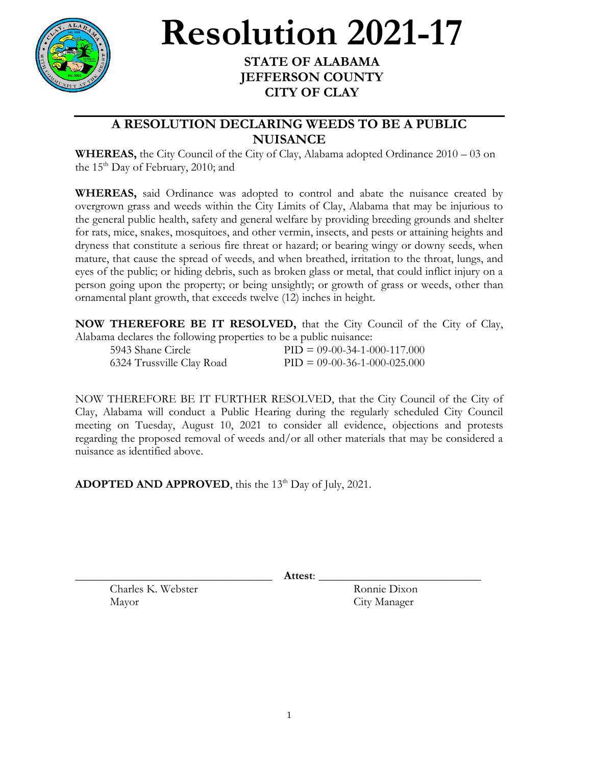# Resolution 2021-17

**STATE OF ALABAMA**
**JEFFERSON COUNTY**
**CITY OF CLAY**

## A RESOLUTION DECLARING WEEDS TO BE A PUBLIC NUISANCE

**WHEREAS,** the City Council of the City of Clay, Alabama adopted Ordinance 2010 – 03 on the 15th Day of February, 2010; and

**WHEREAS,** said Ordinance was adopted to control and abate the nuisance created by overgrown grass and weeds within the City Limits of Clay, Alabama that may be injurious to the general public health, safety and general welfare by providing breeding grounds and shelter for rats, mice, snakes, mosquitoes, and other vermin, insects, and pests or attaining heights and dryness that constitute a serious fire threat or hazard; or bearing wingy or downy seeds, when mature, that cause the spread of weeds, and when breathed, irritation to the throat, lungs, and eyes of the public; or hiding debris, such as broken glass or metal, that could inflict injury on a person going upon the property; or being unsightly; or growth of grass or weeds, other than ornamental plant growth, that exceeds twelve (12) inches in height.

**NOW THEREFORE BE IT RESOLVED,** that the City Council of the City of Clay, Alabama declares the following properties to be a public nuisance:

| | |
|---|---|
| 5943 Shane Circle | PID = 09-00-34-1-000-117.000 |
| 6324 Trussville Clay Road | PID = 09-00-36-1-000-025.000 |

NOW THEREFORE BE IT FURTHER RESOLVED, that the City Council of the City of Clay, Alabama will conduct a Public Hearing during the regularly scheduled City Council meeting on Tuesday, August 10, 2021 to consider all evidence, objections and protests regarding the proposed removal of weeds and/or all other materials that may be considered a nuisance as identified above.

**ADOPTED AND APPROVED**, this the 13th Day of July, 2021.

\_\_\_\_\_\_\_\_\_\_\_\_\_\_\_\_\_\_\_\_\_\_\_\_\_\_\_\_\_\_\_\_
Charles K. Webster
Mayor

**Attest**: \_\_\_\_\_\_\_\_\_\_\_\_\_\_\_\_\_\_\_\_\_\_\_\_\_\_\_\_\_\_\_\_
Ronnie Dixon
City Manager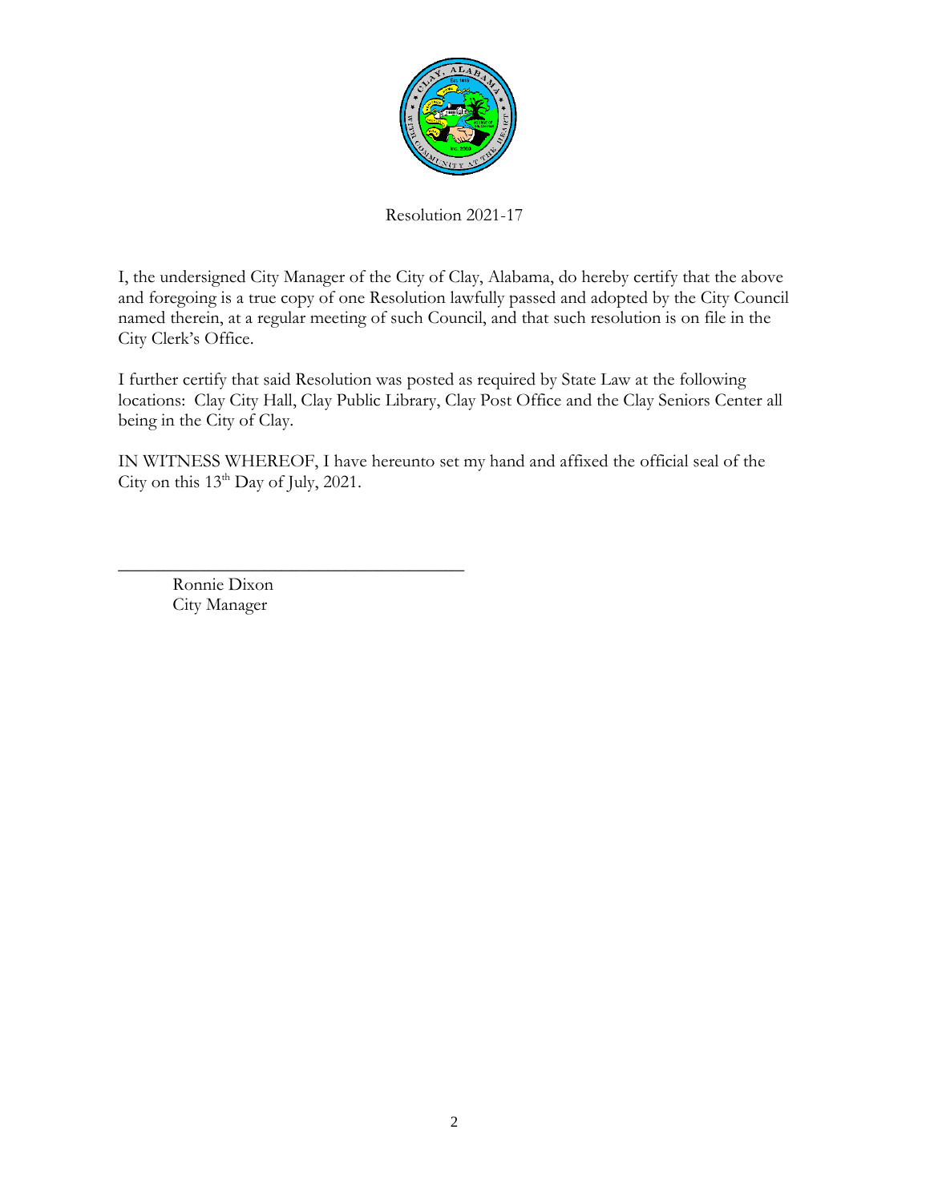Resolution 2021-17

I, the undersigned City Manager of the City of Clay, Alabama, do hereby certify that the above and foregoing is a true copy of one Resolution lawfully passed and adopted by the City Council named therein, at a regular meeting of such Council, and that such resolution is on file in the City Clerk's Office.

I further certify that said Resolution was posted as required by State Law at the following locations: Clay City Hall, Clay Public Library, Clay Post Office and the Clay Seniors Center all being in the City of Clay.

IN WITNESS WHEREOF, I have hereunto set my hand and affixed the official seal of the City on this 13th Day of July, 2021.

_______________________________________

Ronnie Dixon
City Manager